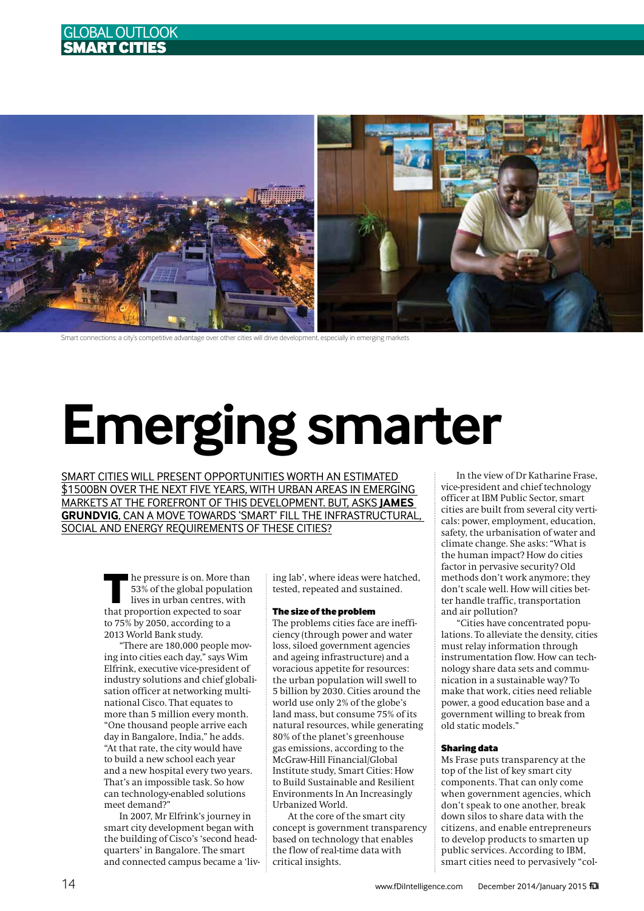GLOBAL OUTLOOK
**SMART CITIES**

Smart connections: a city's competitive advantage over other cities will drive development, especially in emerging markets

# Emerging smarter

SMART CITIES WILL PRESENT OPPORTUNITIES WORTH AN ESTIMATED $1500BN OVER THE NEXT FIVE YEARS, WITH URBAN AREAS IN EMERGING MARKETS AT THE FOREFRONT OF THIS DEVELOPMENT. BUT, ASKS **JAMES GRUNDVIG**, CAN A MOVE TOWARDS 'SMART' FILL THE INFRASTRUCTURAL, SOCIAL AND ENERGY REQUIREMENTS OF THESE CITIES?

The pressure is on. More than 53% of the global population lives in urban centres, with that proportion expected to soar to 75% by 2050, according to a 2013 World Bank study.

"There are 180,000 people moving into cities each day," says Wim Elfrink, executive vice-president of industry solutions and chief globalisation officer at networking multinational Cisco. That equates to more than 5 million every month. "One thousand people arrive each day in Bangalore, India," he adds. "At that rate, the city would have to build a new school each year and a new hospital every two years. That's an impossible task. So how can technology-enabled solutions meet demand?"

In 2007, Mr Elfrink's journey in smart city development began with the building of Cisco's 'second headquarters' in Bangalore. The smart and connected campus became a 'living lab', where ideas were hatched, tested, repeated and sustained.

### The size of the problem

The problems cities face are inefficiency (through power and water loss, siloed government agencies and ageing infrastructure) and a voracious appetite for resources: the urban population will swell to 5 billion by 2030. Cities around the world use only 2% of the globe's land mass, but consume 75% of its natural resources, while generating 80% of the planet's greenhouse gas emissions, according to the McGraw-Hill Financial/Global Institute study, Smart Cities: How to Build Sustainable and Resilient Environments In An Increasingly Urbanized World.

At the core of the smart city concept is government transparency based on technology that enables the flow of real-time data with critical insights.

In the view of Dr Katharine Frase, vice-president and chief technology officer at IBM Public Sector, smart cities are built from several city verticals: power, employment, education, safety, the urbanisation of water and climate change. She asks: "What is the human impact? How do cities factor in pervasive security? Old methods don't work anymore; they don't scale well. How will cities better handle traffic, transportation and air pollution?

"Cities have concentrated populations. To alleviate the density, cities must relay information through instrumentation flow. How can technology share data sets and communication in a sustainable way? To make that work, cities need reliable power, a good education base and a government willing to break from old static models."

### Sharing data

Ms Frase puts transparency at the top of the list of key smart city components. That can only come when government agencies, which don't speak to one another, break down silos to share data with the citizens, and enable entrepreneurs to develop products to smarten up public services. According to IBM, smart cities need to pervasively "col-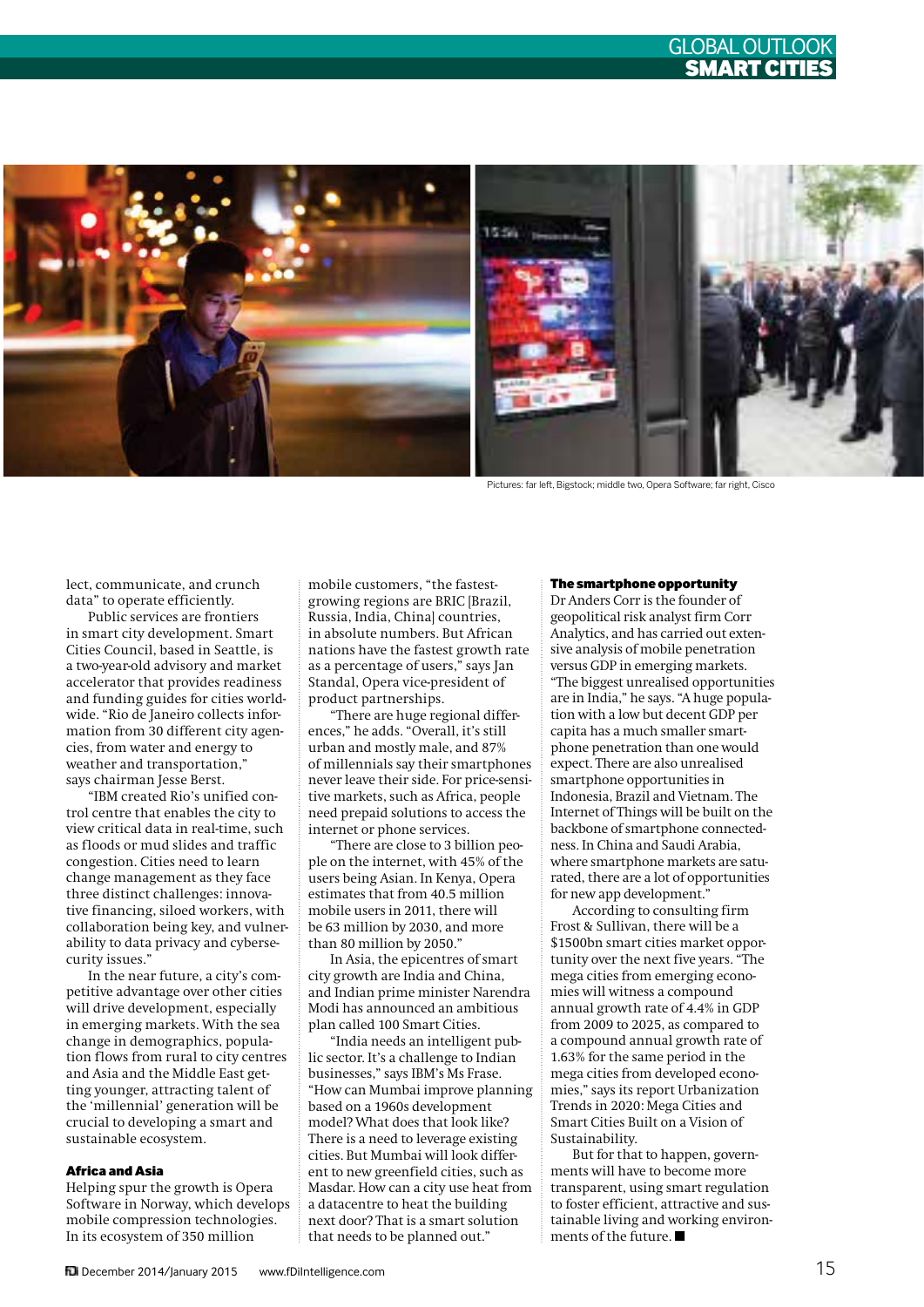Pictures: far left, Bigstock; middle two, Opera Software; far right, Cisco

lect, communicate, and crunch data" to operate efficiently.

Public services are frontiers in smart city development. Smart Cities Council, based in Seattle, is a two-year-old advisory and market accelerator that provides readiness and funding guides for cities worldwide. "Rio de Janeiro collects information from 30 different city agencies, from water and energy to weather and transportation," says chairman Jesse Berst.

"IBM created Rio's unified control centre that enables the city to view critical data in real-time, such as floods or mud slides and traffic congestion. Cities need to learn change management as they face three distinct challenges: innovative financing, siloed workers, with collaboration being key, and vulnerability to data privacy and cybersecurity issues."

In the near future, a city's competitive advantage over other cities will drive development, especially in emerging markets. With the sea change in demographics, population flows from rural to city centres and Asia and the Middle East getting younger, attracting talent of the 'millennial' generation will be crucial to developing a smart and sustainable ecosystem.

**Africa and Asia**

Helping spur the growth is Opera Software in Norway, which develops mobile compression technologies. In its ecosystem of 350 million mobile customers, "the fastest-growing regions are BRIC [Brazil, Russia, India, China] countries, in absolute numbers. But African nations have the fastest growth rate as a percentage of users," says Jan Standal, Opera vice-president of product partnerships.

"There are huge regional differences," he adds. "Overall, it's still urban and mostly male, and 87% of millennials say their smartphones never leave their side. For price-sensitive markets, such as Africa, people need prepaid solutions to access the internet or phone services.

"There are close to 3 billion people on the internet, with 45% of the users being Asian. In Kenya, Opera estimates that from 40.5 million mobile users in 2011, there will be 63 million by 2030, and more than 80 million by 2050."

In Asia, the epicentres of smart city growth are India and China, and Indian prime minister Narendra Modi has announced an ambitious plan called 100 Smart Cities.

"India needs an intelligent public sector. It's a challenge to Indian businesses," says IBM's Ms Frase. "How can Mumbai improve planning based on a 1960s development model? What does that look like? There is a need to leverage existing cities. But Mumbai will look different to new greenfield cities, such as Masdar. How can a city use heat from a datacentre to heat the building next door? That is a smart solution that needs to be planned out."

**The smartphone opportunity**

Dr Anders Corr is the founder of geopolitical risk analyst firm Corr Analytics, and has carried out extensive analysis of mobile penetration versus GDP in emerging markets. "The biggest unrealised opportunities are in India," he says. "A huge population with a low but decent GDP per capita has a much smaller smartphone penetration than one would expect. There are also unrealised smartphone opportunities in Indonesia, Brazil and Vietnam. The Internet of Things will be built on the backbone of smartphone connectedness. In China and Saudi Arabia, where smartphone markets are saturated, there are a lot of opportunities for new app development."

According to consulting firm Frost & Sullivan, there will be a $1500bn smart cities market opportunity over the next five years. "The mega cities from emerging economies will witness a compound annual growth rate of 4.4% in GDP from 2009 to 2025, as compared to a compound annual growth rate of 1.63% for the same period in the mega cities from developed economies," says its report Urbanization Trends in 2020: Mega Cities and Smart Cities Built on a Vision of Sustainability.

But for that to happen, governments will have to become more transparent, using smart regulation to foster efficient, attractive and sustainable living and working environments of the future. ■